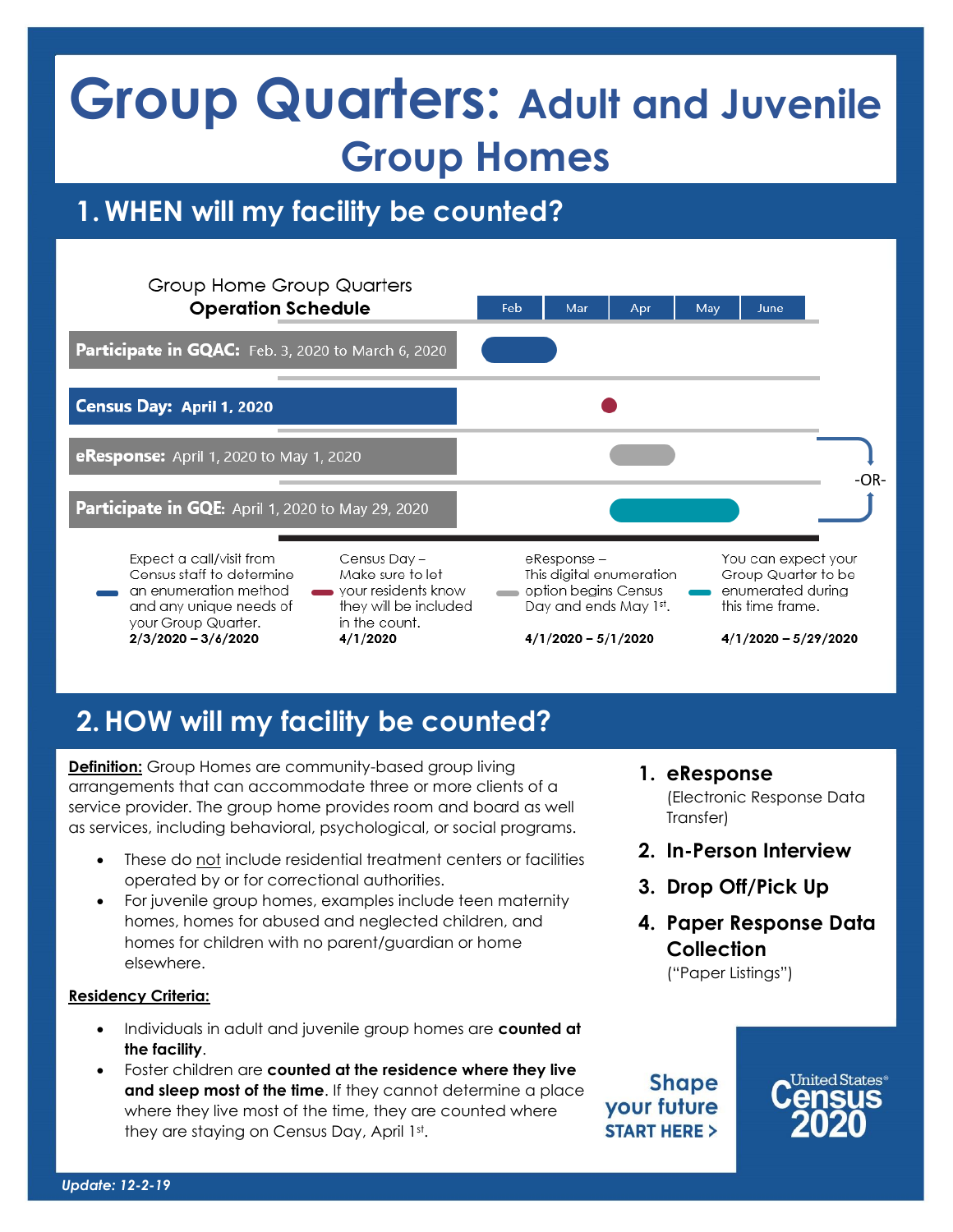# Group Quarters: Adult and Juvenile Group Homes

## 1. WHEN will my facility be counted?

**Group Home Group Quarters Operation Schedule**

| Activity | Dates |
|---|---|
| **Participate in GQAC:** | Feb. 3, 2020 to March 6, 2020 |
| **Census Day:** | **April 1, 2020** |
| **eResponse:** | April 1, 2020 to May 1, 2020 |
| -OR- | |
| **Participate in GQE:** | April 1, 2020 to May 29, 2020 |

- Expect a call/visit from Census staff to determine an enumeration method and any unique needs of your Group Quarter. **2/3/2020 – 3/6/2020**
- Census Day – Make sure to let your residents know they will be included in the count. **4/1/2020**
- eResponse – This digital enumeration option begins Census Day and ends May 1st. **4/1/2020 – 5/1/2020**
- You can expect your Group Quarter to be enumerated during this time frame. **4/1/2020 – 5/29/2020**

## 2. HOW will my facility be counted?

**Definition:** Group Homes are community-based group living arrangements that can accommodate three or more clients of a service provider. The group home provides room and board as well as services, including behavioral, psychological, or social programs.

- These do not include residential treatment centers or facilities operated by or for correctional authorities.
- For juvenile group homes, examples include teen maternity homes, homes for abused and neglected children, and homes for children with no parent/guardian or home elsewhere.

**Residency Criteria:**

- Individuals in adult and juvenile group homes are **counted at the facility**.
- Foster children are **counted at the residence where they live and sleep most of the time**. If they cannot determine a place where they live most of the time, they are counted where they are staying on Census Day, April 1st.

1. **eResponse** (Electronic Response Data Transfer)
2. **In-Person Interview**
3. **Drop Off/Pick Up**
4. **Paper Response Data Collection** ("Paper Listings")

**Shape your future START HERE >**

United States® Census 2020

*Update: 12-2-19*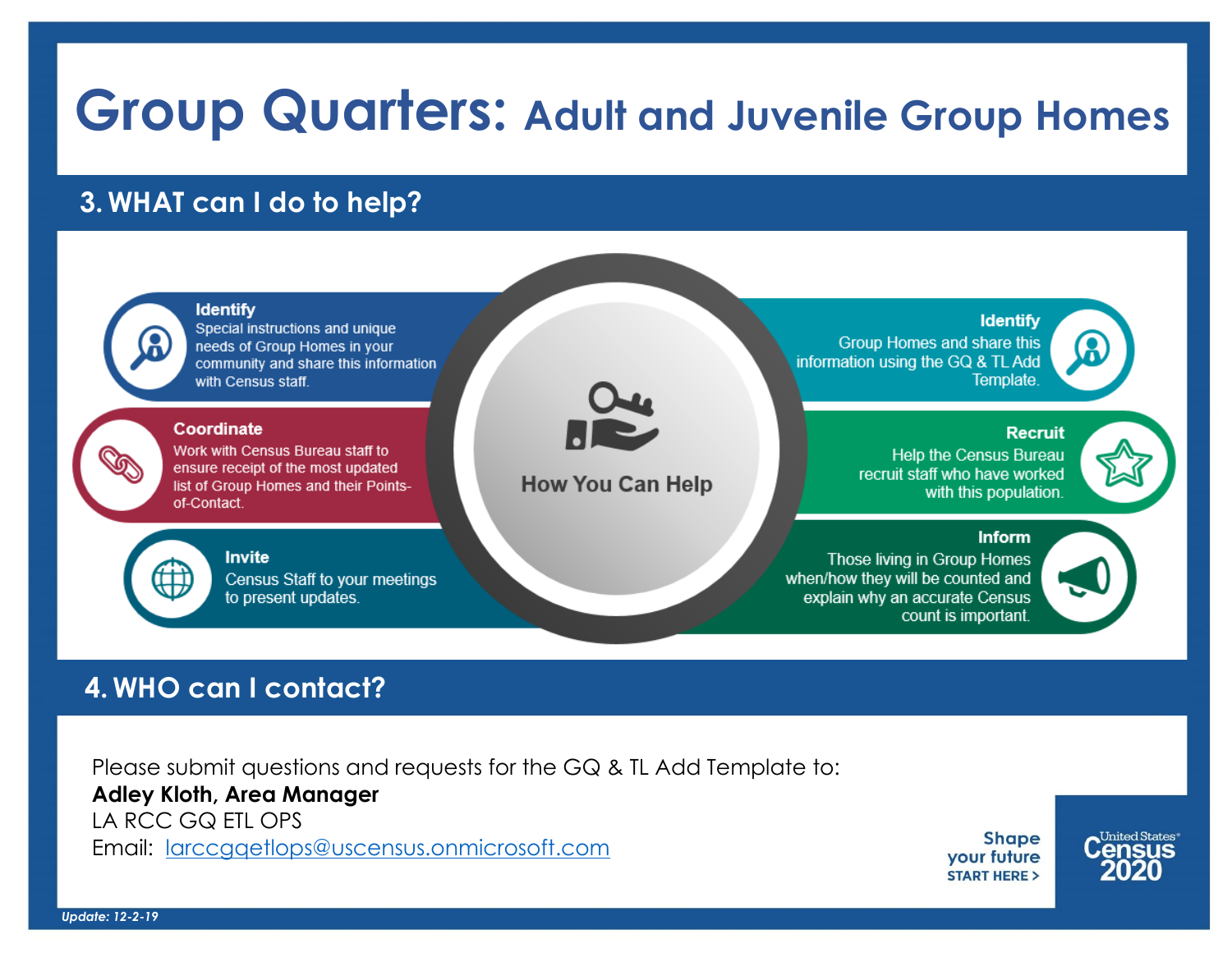# Group Quarters: Adult and Juvenile Group Homes

## 3. WHAT can I do to help?

**How You Can Help**

**Identify**
Special instructions and unique needs of Group Homes in your community and share this information with Census staff.

**Coordinate**
Work with Census Bureau staff to ensure receipt of the most updated list of Group Homes and their Points-of-Contact.

**Invite**
Census Staff to your meetings to present updates.

**Identify**
Group Homes and share this information using the GQ & TL Add Template.

**Recruit**
Help the Census Bureau recruit staff who have worked with this population.

**Inform**
Those living in Group Homes when/how they will be counted and explain why an accurate Census count is important.

## 4. WHO can I contact?

Please submit questions and requests for the GQ & TL Add Template to:
**Adley Kloth, Area Manager**
LA RCC GQ ETL OPS
Email: larccgqetlops@uscensus.onmicrosoft.com

Shape your future START HERE >

United States Census 2020

*Update: 12-2-19*